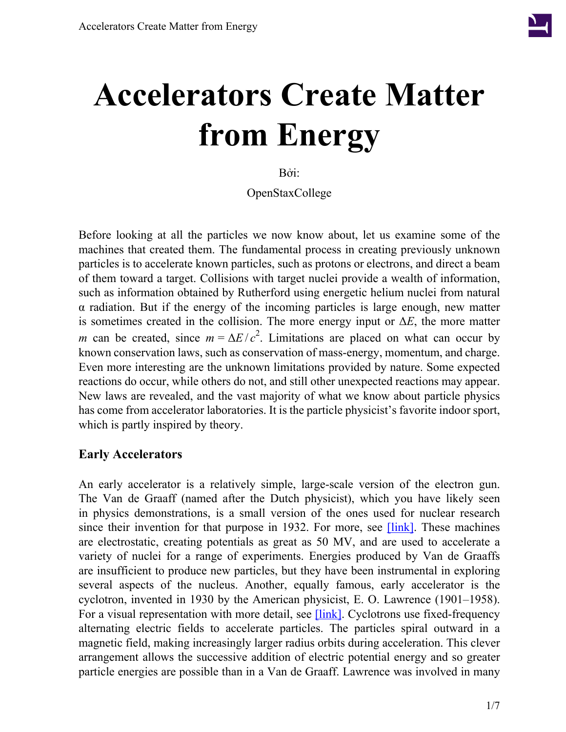# Accelerators Create Matter from Energy

Bởi:

OpenStaxCollege

Before looking at all the particles we now know about, let us examine some of the machines that created them. The fundamental process in creating previously unknown particles is to accelerate known particles, such as protons or electrons, and direct a beam of them toward a target. Collisions with target nuclei provide a wealth of information, such as information obtained by Rutherford using energetic helium nuclei from natural α radiation. But if the energy of the incoming particles is large enough, new matter is sometimes created in the collision. The more energy input or $\Delta E$, the more matter $m$ can be created, since $m = \Delta E / c^2$. Limitations are placed on what can occur by known conservation laws, such as conservation of mass-energy, momentum, and charge. Even more interesting are the unknown limitations provided by nature. Some expected reactions do occur, while others do not, and still other unexpected reactions may appear. New laws are revealed, and the vast majority of what we know about particle physics has come from accelerator laboratories. It is the particle physicist's favorite indoor sport, which is partly inspired by theory.

### Early Accelerators

An early accelerator is a relatively simple, large-scale version of the electron gun. The Van de Graaff (named after the Dutch physicist), which you have likely seen in physics demonstrations, is a small version of the ones used for nuclear research since their invention for that purpose in 1932. For more, see [link]. These machines are electrostatic, creating potentials as great as 50 MV, and are used to accelerate a variety of nuclei for a range of experiments. Energies produced by Van de Graaffs are insufficient to produce new particles, but they have been instrumental in exploring several aspects of the nucleus. Another, equally famous, early accelerator is the cyclotron, invented in 1930 by the American physicist, E. O. Lawrence (1901–1958). For a visual representation with more detail, see [link]. Cyclotrons use fixed-frequency alternating electric fields to accelerate particles. The particles spiral outward in a magnetic field, making increasingly larger radius orbits during acceleration. This clever arrangement allows the successive addition of electric potential energy and so greater particle energies are possible than in a Van de Graaff. Lawrence was involved in many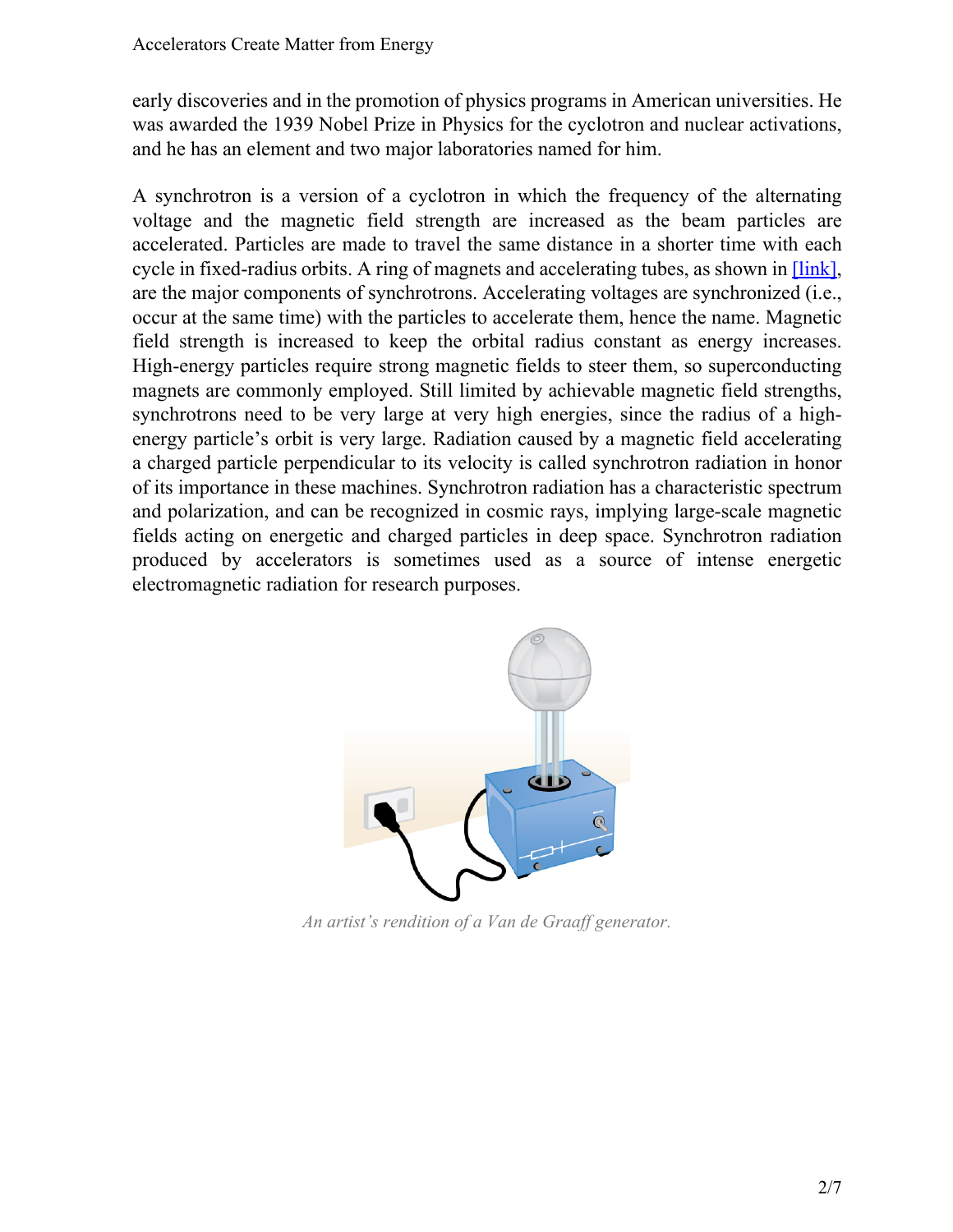early discoveries and in the promotion of physics programs in American universities. He was awarded the 1939 Nobel Prize in Physics for the cyclotron and nuclear activations, and he has an element and two major laboratories named for him.

A synchrotron is a version of a cyclotron in which the frequency of the alternating voltage and the magnetic field strength are increased as the beam particles are accelerated. Particles are made to travel the same distance in a shorter time with each cycle in fixed-radius orbits. A ring of magnets and accelerating tubes, as shown in [link], are the major components of synchrotrons. Accelerating voltages are synchronized (i.e., occur at the same time) with the particles to accelerate them, hence the name. Magnetic field strength is increased to keep the orbital radius constant as energy increases. High-energy particles require strong magnetic fields to steer them, so superconducting magnets are commonly employed. Still limited by achievable magnetic field strengths, synchrotrons need to be very large at very high energies, since the radius of a high-energy particle's orbit is very large. Radiation caused by a magnetic field accelerating a charged particle perpendicular to its velocity is called synchrotron radiation in honor of its importance in these machines. Synchrotron radiation has a characteristic spectrum and polarization, and can be recognized in cosmic rays, implying large-scale magnetic fields acting on energetic and charged particles in deep space. Synchrotron radiation produced by accelerators is sometimes used as a source of intense energetic electromagnetic radiation for research purposes.

*An artist's rendition of a Van de Graaff generator.*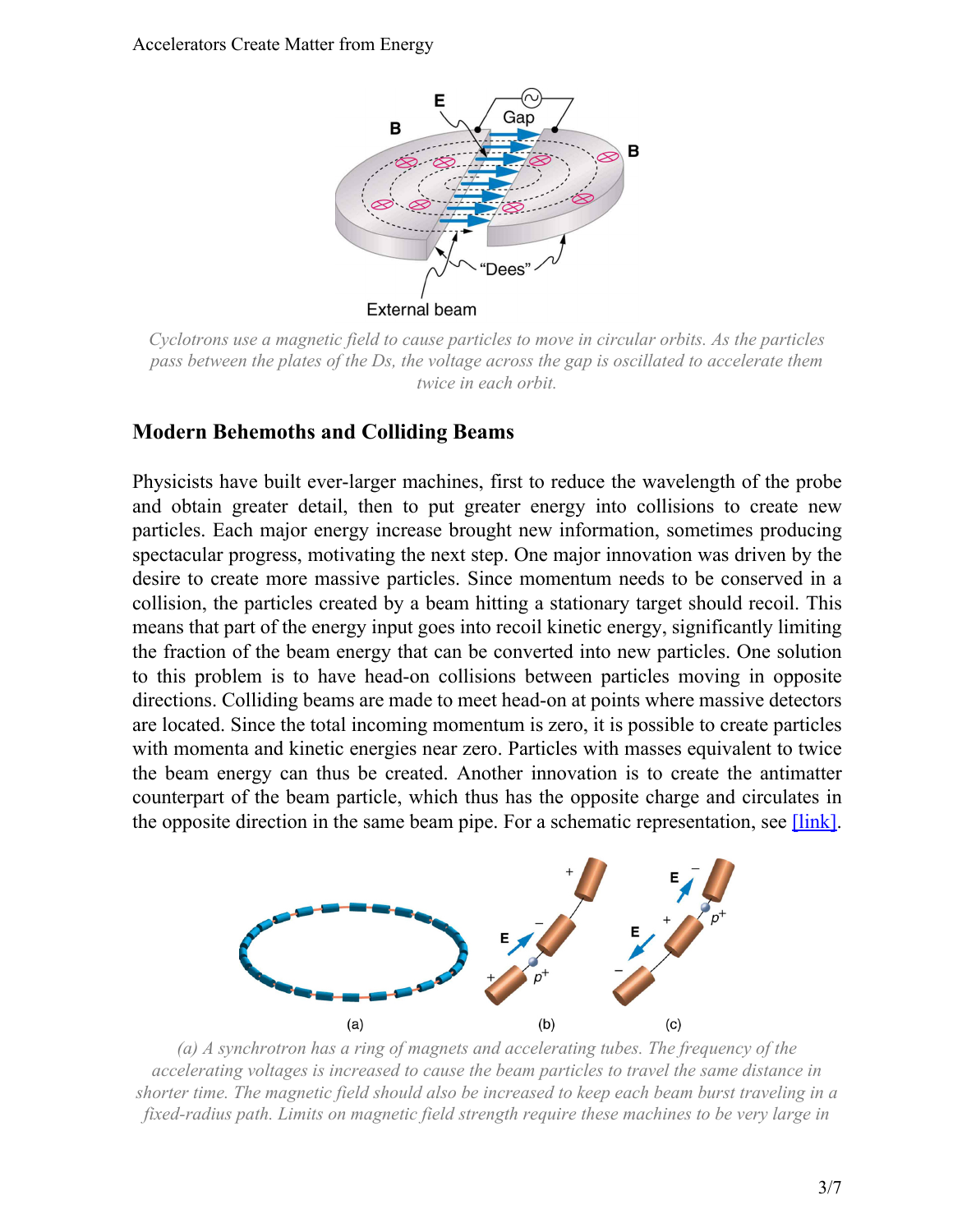E

Gap

B

B

"Dees"

External beam

*Cyclotrons use a magnetic field to cause particles to move in circular orbits. As the particles pass between the plates of the Ds, the voltage across the gap is oscillated to accelerate them twice in each orbit.*

## Modern Behemoths and Colliding Beams

Physicists have built ever-larger machines, first to reduce the wavelength of the probe and obtain greater detail, then to put greater energy into collisions to create new particles. Each major energy increase brought new information, sometimes producing spectacular progress, motivating the next step. One major innovation was driven by the desire to create more massive particles. Since momentum needs to be conserved in a collision, the particles created by a beam hitting a stationary target should recoil. This means that part of the energy input goes into recoil kinetic energy, significantly limiting the fraction of the beam energy that can be converted into new particles. One solution to this problem is to have head-on collisions between particles moving in opposite directions. Colliding beams are made to meet head-on at points where massive detectors are located. Since the total incoming momentum is zero, it is possible to create particles with momenta and kinetic energies near zero. Particles with masses equivalent to twice the beam energy can thus be created. Another innovation is to create the antimatter counterpart of the beam particle, which thus has the opposite charge and circulates in the opposite direction in the same beam pipe. For a schematic representation, see [link].

(a)

E

$p^+$

(b)

E

E

$p^+$

(c)

*(a) A synchrotron has a ring of magnets and accelerating tubes. The frequency of the accelerating voltages is increased to cause the beam particles to travel the same distance in shorter time. The magnetic field should also be increased to keep each beam burst traveling in a fixed-radius path. Limits on magnetic field strength require these machines to be very large in*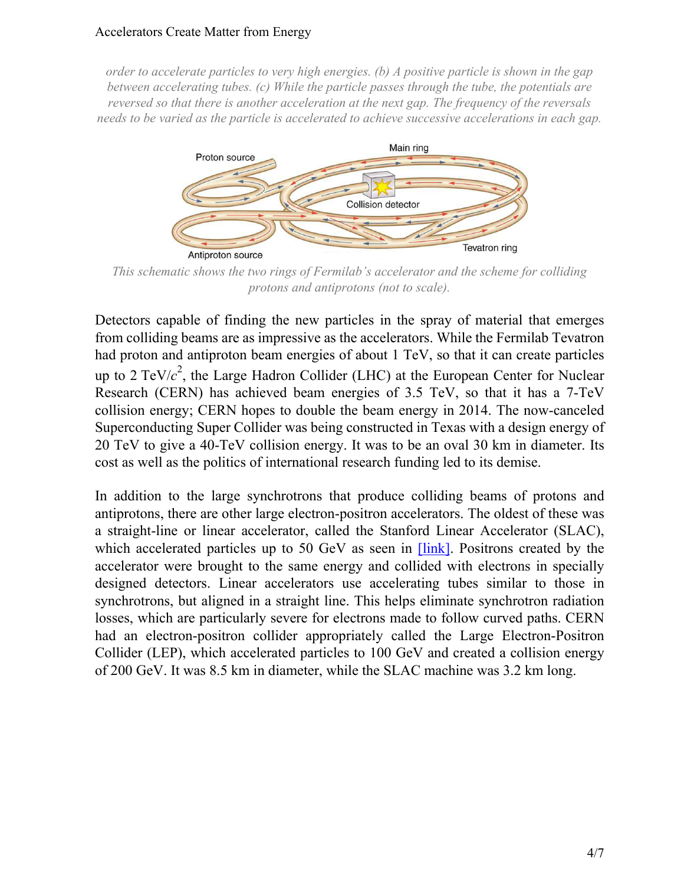*order to accelerate particles to very high energies. (b) A positive particle is shown in the gap between accelerating tubes. (c) While the particle passes through the tube, the potentials are reversed so that there is another acceleration at the next gap. The frequency of the reversals needs to be varied as the particle is accelerated to achieve successive accelerations in each gap.*

*This schematic shows the two rings of Fermilab's accelerator and the scheme for colliding protons and antiprotons (not to scale).*

Detectors capable of finding the new particles in the spray of material that emerges from colliding beams are as impressive as the accelerators. While the Fermilab Tevatron had proton and antiproton beam energies of about 1 TeV, so that it can create particles up to 2 TeV/$c^2$, the Large Hadron Collider (LHC) at the European Center for Nuclear Research (CERN) has achieved beam energies of 3.5 TeV, so that it has a 7-TeV collision energy; CERN hopes to double the beam energy in 2014. The now-canceled Superconducting Super Collider was being constructed in Texas with a design energy of 20 TeV to give a 40-TeV collision energy. It was to be an oval 30 km in diameter. Its cost as well as the politics of international research funding led to its demise.

In addition to the large synchrotrons that produce colliding beams of protons and antiprotons, there are other large electron-positron accelerators. The oldest of these was a straight-line or linear accelerator, called the Stanford Linear Accelerator (SLAC), which accelerated particles up to 50 GeV as seen in [link]. Positrons created by the accelerator were brought to the same energy and collided with electrons in specially designed detectors. Linear accelerators use accelerating tubes similar to those in synchrotrons, but aligned in a straight line. This helps eliminate synchrotron radiation losses, which are particularly severe for electrons made to follow curved paths. CERN had an electron-positron collider appropriately called the Large Electron-Positron Collider (LEP), which accelerated particles to 100 GeV and created a collision energy of 200 GeV. It was 8.5 km in diameter, while the SLAC machine was 3.2 km long.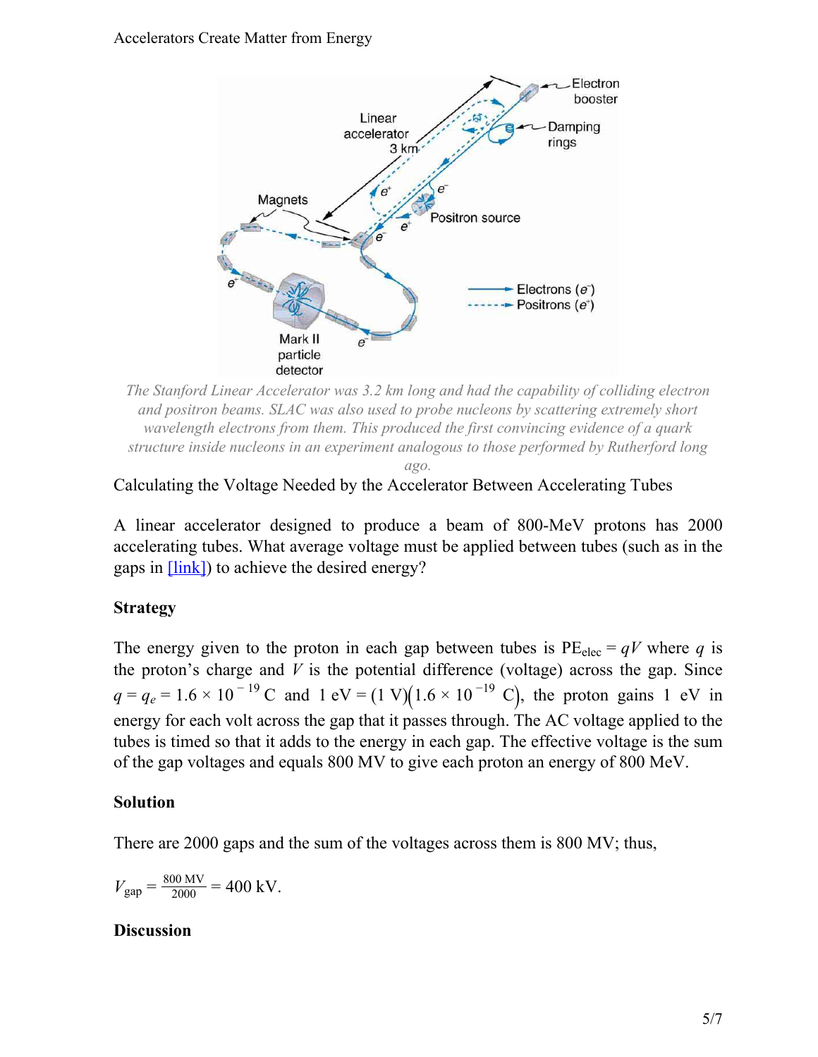The Stanford Linear Accelerator was 3.2 km long and had the capability of colliding electron and positron beams. SLAC was also used to probe nucleons by scattering extremely short wavelength electrons from them. This produced the first convincing evidence of a quark structure inside nucleons in an experiment analogous to those performed by Rutherford long ago.

Calculating the Voltage Needed by the Accelerator Between Accelerating Tubes

A linear accelerator designed to produce a beam of 800-MeV protons has 2000 accelerating tubes. What average voltage must be applied between tubes (such as in the gaps in [link]) to achieve the desired energy?

**Strategy**

The energy given to the proton in each gap between tubes is $\text{PE}_{\text{elec}} = qV$ where $q$ is the proton's charge and $V$ is the potential difference (voltage) across the gap. Since $q = q_e = 1.6 \times 10^{-19}\ \text{C}$ and $1\ \text{eV} = (1\ \text{V})\left(1.6 \times 10^{-19}\ \text{C}\right)$, the proton gains 1 eV in energy for each volt across the gap that it passes through. The AC voltage applied to the tubes is timed so that it adds to the energy in each gap. The effective voltage is the sum of the gap voltages and equals 800 MV to give each proton an energy of 800 MeV.

**Solution**

There are 2000 gaps and the sum of the voltages across them is 800 MV; thus,

$$V_{\text{gap}} = \frac{800\ \text{MV}}{2000} = 400\ \text{kV}.$$

**Discussion**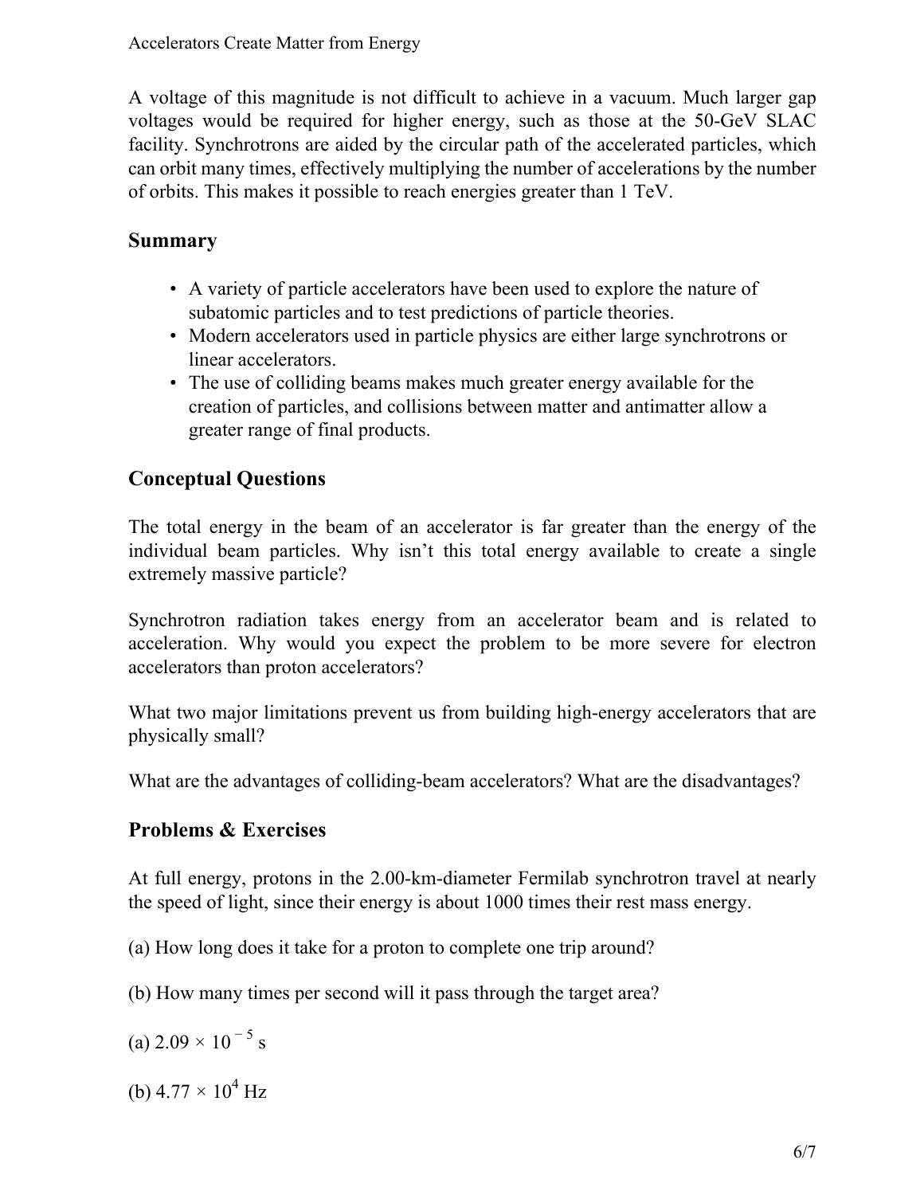A voltage of this magnitude is not difficult to achieve in a vacuum. Much larger gap voltages would be required for higher energy, such as those at the 50-GeV SLAC facility. Synchrotrons are aided by the circular path of the accelerated particles, which can orbit many times, effectively multiplying the number of accelerations by the number of orbits. This makes it possible to reach energies greater than 1 TeV.

## Summary

- A variety of particle accelerators have been used to explore the nature of subatomic particles and to test predictions of particle theories.
- Modern accelerators used in particle physics are either large synchrotrons or linear accelerators.
- The use of colliding beams makes much greater energy available for the creation of particles, and collisions between matter and antimatter allow a greater range of final products.

## Conceptual Questions

The total energy in the beam of an accelerator is far greater than the energy of the individual beam particles. Why isn't this total energy available to create a single extremely massive particle?

Synchrotron radiation takes energy from an accelerator beam and is related to acceleration. Why would you expect the problem to be more severe for electron accelerators than proton accelerators?

What two major limitations prevent us from building high-energy accelerators that are physically small?

What are the advantages of colliding-beam accelerators? What are the disadvantages?

## Problems & Exercises

At full energy, protons in the 2.00-km-diameter Fermilab synchrotron travel at nearly the speed of light, since their energy is about 1000 times their rest mass energy.

(a) How long does it take for a proton to complete one trip around?

(b) How many times per second will it pass through the target area?

(a) $2.09 \times 10^{-5}$ s

(b) $4.77 \times 10^{4}$ Hz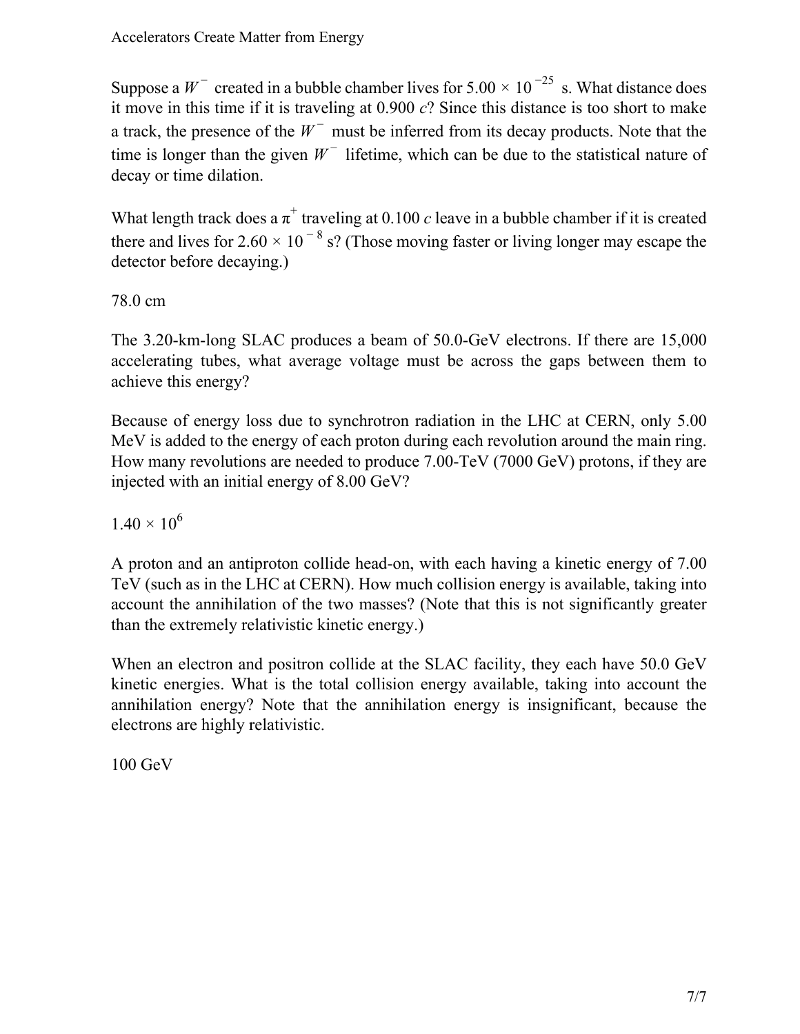Suppose a $W^-$ created in a bubble chamber lives for $5.00 \times 10^{-25}$ s. What distance does it move in this time if it is traveling at 0.900 $c$? Since this distance is too short to make a track, the presence of the $W^-$ must be inferred from its decay products. Note that the time is longer than the given $W^-$ lifetime, which can be due to the statistical nature of decay or time dilation.

What length track does a $\pi^+$ traveling at 0.100 $c$ leave in a bubble chamber if it is created there and lives for $2.60 \times 10^{-8}$ s? (Those moving faster or living longer may escape the detector before decaying.)

78.0 cm

The 3.20-km-long SLAC produces a beam of 50.0-GeV electrons. If there are 15,000 accelerating tubes, what average voltage must be across the gaps between them to achieve this energy?

Because of energy loss due to synchrotron radiation in the LHC at CERN, only 5.00 MeV is added to the energy of each proton during each revolution around the main ring. How many revolutions are needed to produce 7.00-TeV (7000 GeV) protons, if they are injected with an initial energy of 8.00 GeV?

$1.40 \times 10^6$

A proton and an antiproton collide head-on, with each having a kinetic energy of 7.00 TeV (such as in the LHC at CERN). How much collision energy is available, taking into account the annihilation of the two masses? (Note that this is not significantly greater than the extremely relativistic kinetic energy.)

When an electron and positron collide at the SLAC facility, they each have 50.0 GeV kinetic energies. What is the total collision energy available, taking into account the annihilation energy? Note that the annihilation energy is insignificant, because the electrons are highly relativistic.

100 GeV